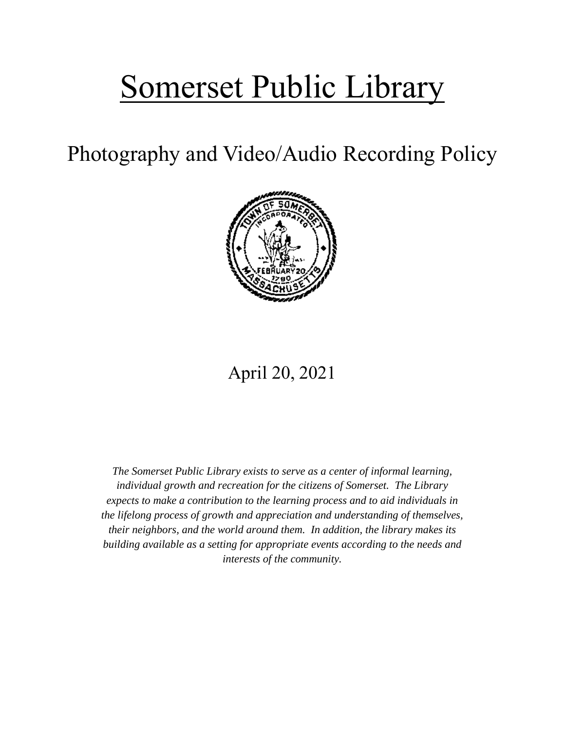# Somerset Public Library

## Photography and Video/Audio Recording Policy

April 20, 2021

*The Somerset Public Library exists to serve as a center of informal learning, individual growth and recreation for the citizens of Somerset. The Library expects to make a contribution to the learning process and to aid individuals in the lifelong process of growth and appreciation and understanding of themselves, their neighbors, and the world around them. In addition, the library makes its building available as a setting for appropriate events according to the needs and interests of the community.*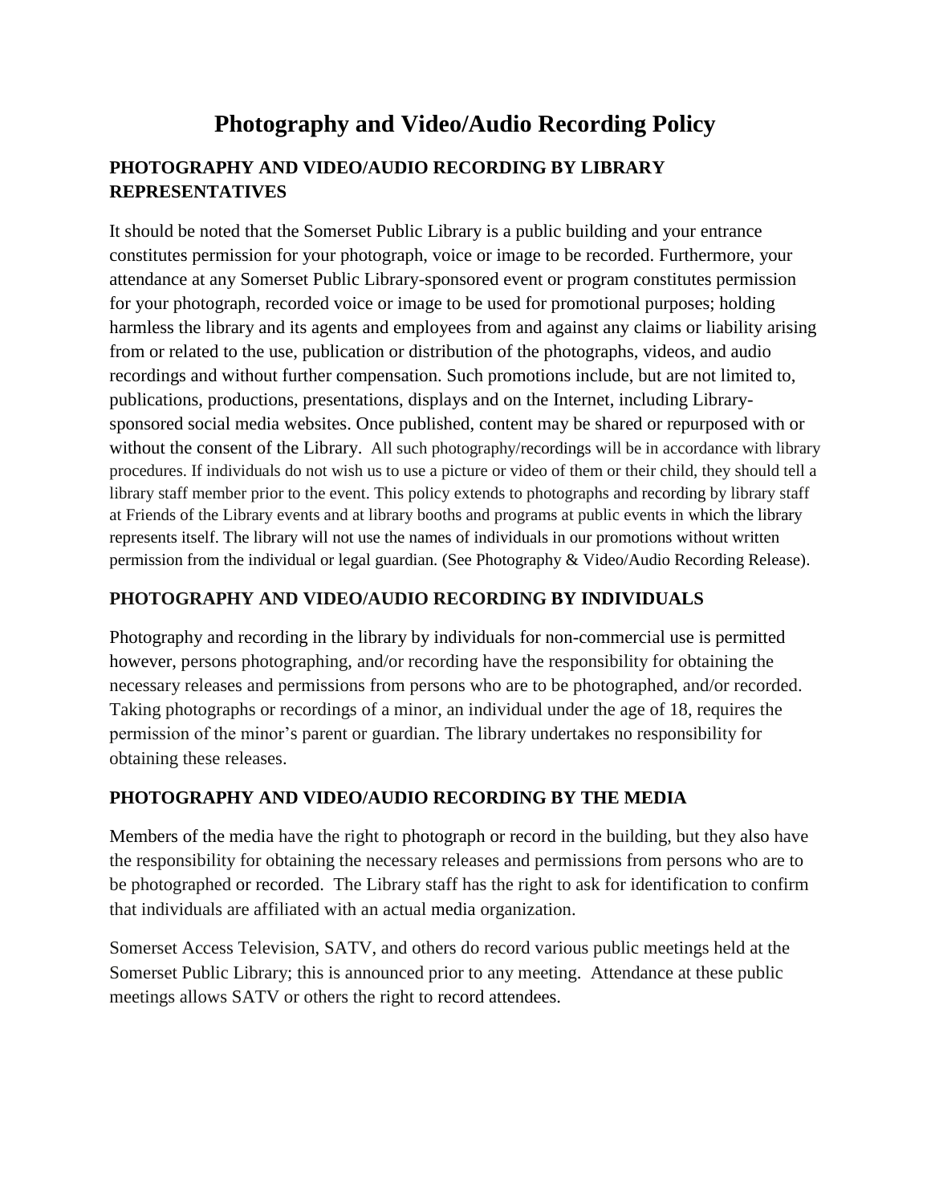# Photography and Video/Audio Recording Policy

## PHOTOGRAPHY AND VIDEO/AUDIO RECORDING BY LIBRARY REPRESENTATIVES

It should be noted that the Somerset Public Library is a public building and your entrance constitutes permission for your photograph, voice or image to be recorded. Furthermore, your attendance at any Somerset Public Library-sponsored event or program constitutes permission for your photograph, recorded voice or image to be used for promotional purposes; holding harmless the library and its agents and employees from and against any claims or liability arising from or related to the use, publication or distribution of the photographs, videos, and audio recordings and without further compensation. Such promotions include, but are not limited to, publications, productions, presentations, displays and on the Internet, including Library-sponsored social media websites. Once published, content may be shared or repurposed with or without the consent of the Library. All such photography/recordings will be in accordance with library procedures. If individuals do not wish us to use a picture or video of them or their child, they should tell a library staff member prior to the event. This policy extends to photographs and recording by library staff at Friends of the Library events and at library booths and programs at public events in which the library represents itself. The library will not use the names of individuals in our promotions without written permission from the individual or legal guardian. (See Photography & Video/Audio Recording Release).

## PHOTOGRAPHY AND VIDEO/AUDIO RECORDING BY INDIVIDUALS

Photography and recording in the library by individuals for non-commercial use is permitted however, persons photographing, and/or recording have the responsibility for obtaining the necessary releases and permissions from persons who are to be photographed, and/or recorded. Taking photographs or recordings of a minor, an individual under the age of 18, requires the permission of the minor's parent or guardian. The library undertakes no responsibility for obtaining these releases.

## PHOTOGRAPHY AND VIDEO/AUDIO RECORDING BY THE MEDIA

Members of the media have the right to photograph or record in the building, but they also have the responsibility for obtaining the necessary releases and permissions from persons who are to be photographed or recorded. The Library staff has the right to ask for identification to confirm that individuals are affiliated with an actual media organization.

Somerset Access Television, SATV, and others do record various public meetings held at the Somerset Public Library; this is announced prior to any meeting. Attendance at these public meetings allows SATV or others the right to record attendees.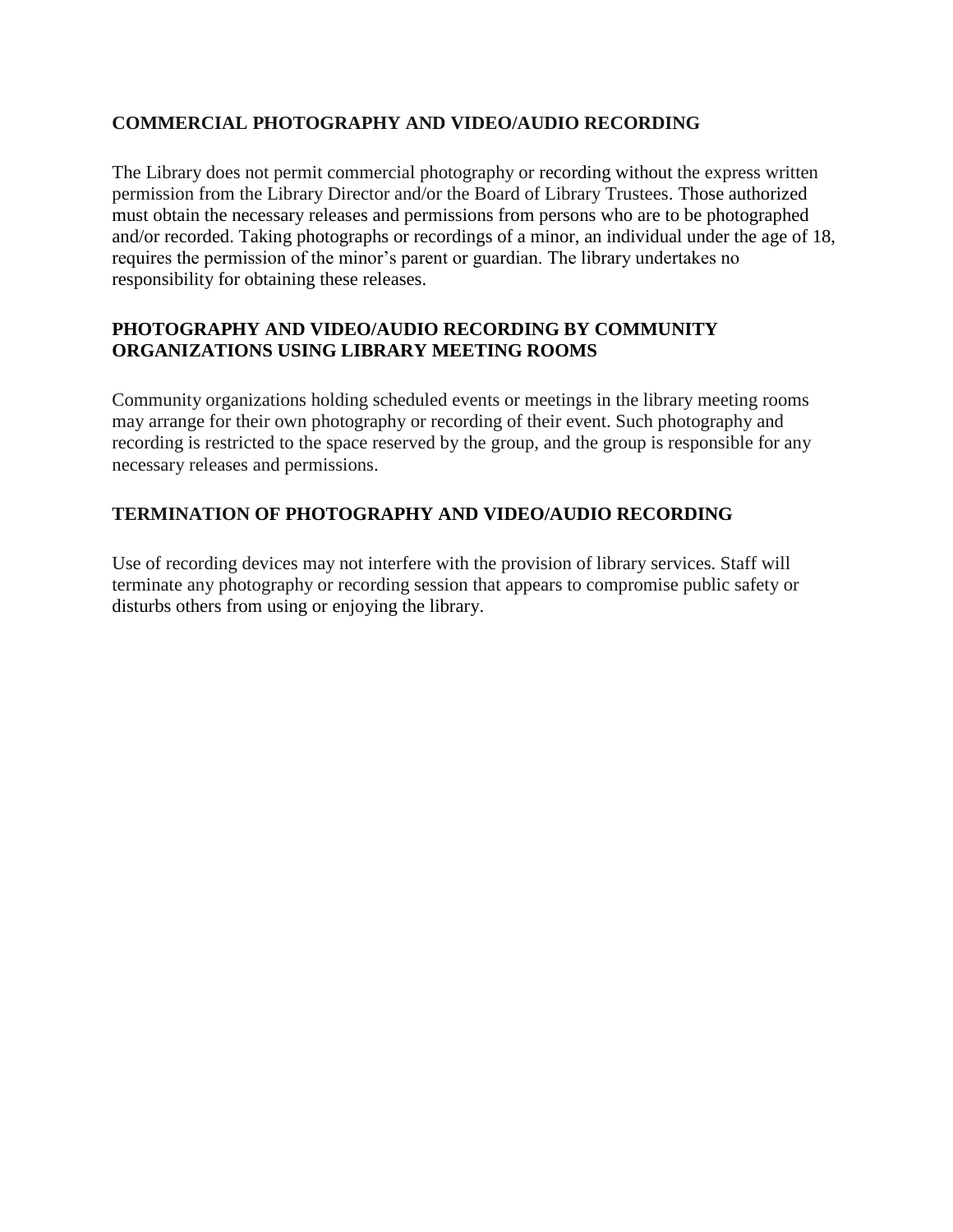## COMMERCIAL PHOTOGRAPHY AND VIDEO/AUDIO RECORDING

The Library does not permit commercial photography or recording without the express written permission from the Library Director and/or the Board of Library Trustees. Those authorized must obtain the necessary releases and permissions from persons who are to be photographed and/or recorded. Taking photographs or recordings of a minor, an individual under the age of 18, requires the permission of the minor's parent or guardian. The library undertakes no responsibility for obtaining these releases.

## PHOTOGRAPHY AND VIDEO/AUDIO RECORDING BY COMMUNITY ORGANIZATIONS USING LIBRARY MEETING ROOMS

Community organizations holding scheduled events or meetings in the library meeting rooms may arrange for their own photography or recording of their event. Such photography and recording is restricted to the space reserved by the group, and the group is responsible for any necessary releases and permissions.

## TERMINATION OF PHOTOGRAPHY AND VIDEO/AUDIO RECORDING

Use of recording devices may not interfere with the provision of library services. Staff will terminate any photography or recording session that appears to compromise public safety or disturbs others from using or enjoying the library.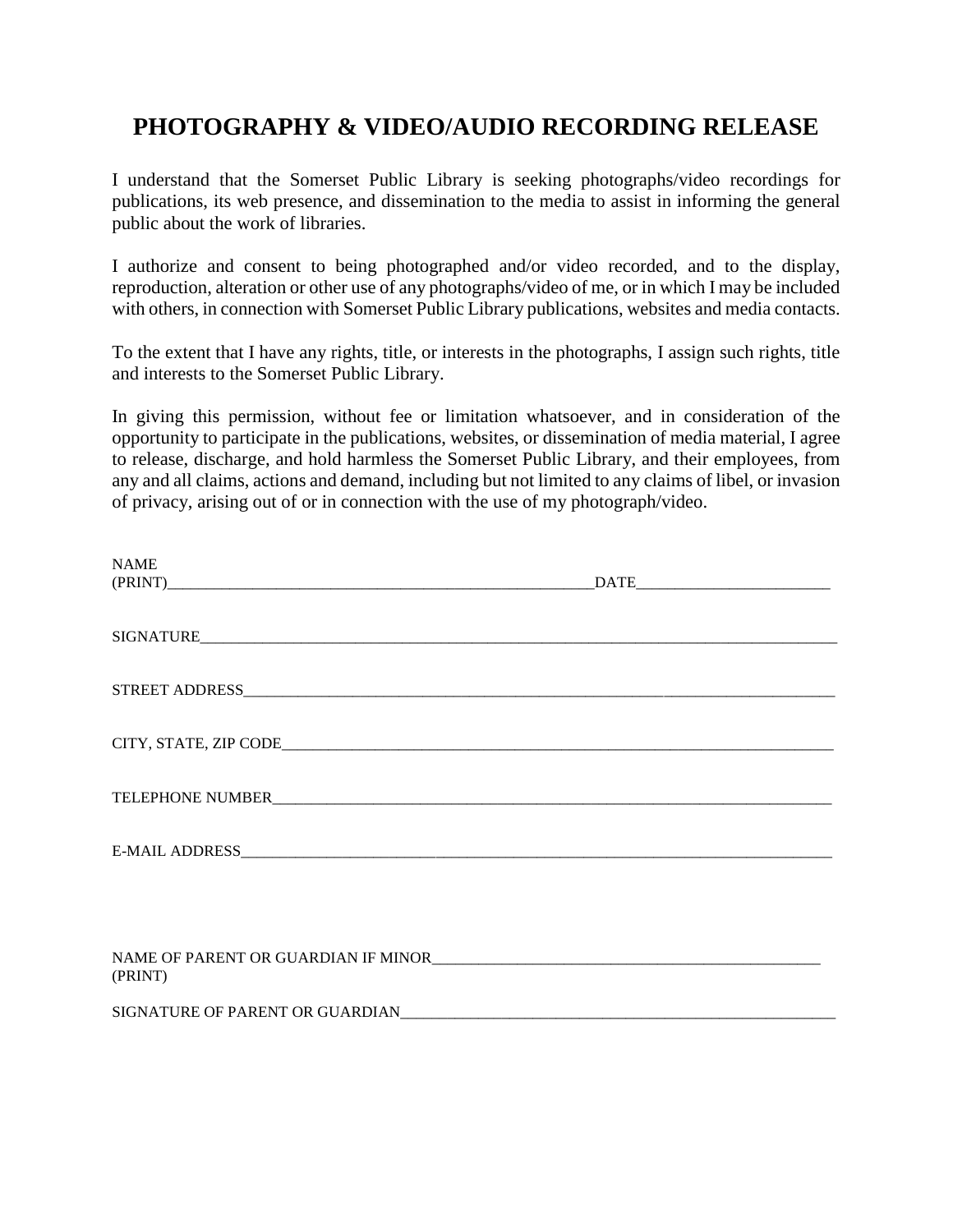# PHOTOGRAPHY & VIDEO/AUDIO RECORDING RELEASE

I understand that the Somerset Public Library is seeking photographs/video recordings for publications, its web presence, and dissemination to the media to assist in informing the general public about the work of libraries.

I authorize and consent to being photographed and/or video recorded, and to the display, reproduction, alteration or other use of any photographs/video of me, or in which I may be included with others, in connection with Somerset Public Library publications, websites and media contacts.

To the extent that I have any rights, title, or interests in the photographs, I assign such rights, title and interests to the Somerset Public Library.

In giving this permission, without fee or limitation whatsoever, and in consideration of the opportunity to participate in the publications, websites, or dissemination of media material, I agree to release, discharge, and hold harmless the Somerset Public Library, and their employees, from any and all claims, actions and demand, including but not limited to any claims of libel, or invasion of privacy, arising out of or in connection with the use of my photograph/video.

NAME
(PRINT)________________________________________________________DATE_________________________

SIGNATURE___________________________________________________________________________________

STREET ADDRESS______________________________________________________________________________

CITY, STATE, ZIP CODE________________________________________________________________________

TELEPHONE NUMBER___________________________________________________________________________

E-MAIL ADDRESS______________________________________________________________________________

NAME OF PARENT OR GUARDIAN IF MINOR_____________________________________________________
(PRINT)

SIGNATURE OF PARENT OR GUARDIAN__________________________________________________________